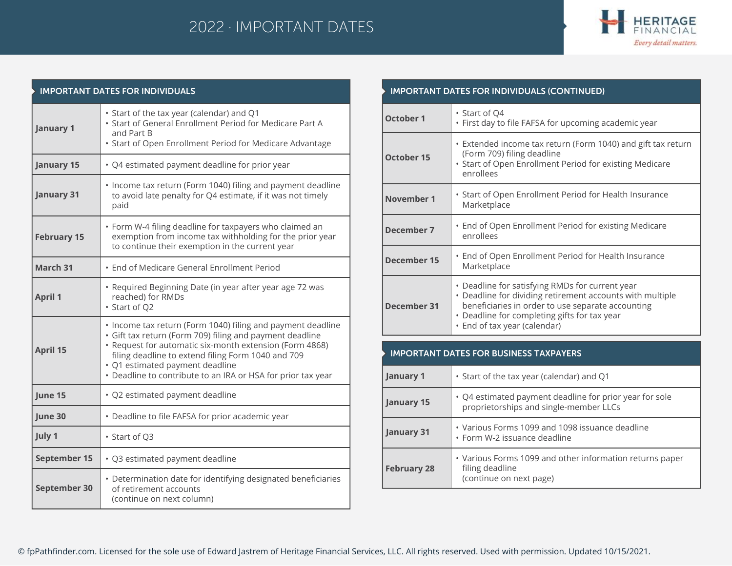# 2022 · IMPORTANT DATES

HERITAGE FINANCIAL
*Every detail matters.*

## IMPORTANT DATES FOR INDIVIDUALS

| Date | Event |
|---|---|
| **January 1** | • Start of the tax year (calendar) and Q1<br>• Start of General Enrollment Period for Medicare Part A and Part B<br>• Start of Open Enrollment Period for Medicare Advantage |
| **January 15** | • Q4 estimated payment deadline for prior year |
| **January 31** | • Income tax return (Form 1040) filing and payment deadline to avoid late penalty for Q4 estimate, if it was not timely paid |
| **February 15** | • Form W-4 filing deadline for taxpayers who claimed an exemption from income tax withholding for the prior year to continue their exemption in the current year |
| **March 31** | • End of Medicare General Enrollment Period |
| **April 1** | • Required Beginning Date (in year after year age 72 was reached) for RMDs<br>• Start of Q2 |
| **April 15** | • Income tax return (Form 1040) filing and payment deadline<br>• Gift tax return (Form 709) filing and payment deadline<br>• Request for automatic six-month extension (Form 4868) filing deadline to extend filing Form 1040 and 709<br>• Q1 estimated payment deadline<br>• Deadline to contribute to an IRA or HSA for prior tax year |
| **June 15** | • Q2 estimated payment deadline |
| **June 30** | • Deadline to file FAFSA for prior academic year |
| **July 1** | • Start of Q3 |
| **September 15** | • Q3 estimated payment deadline |
| **September 30** | • Determination date for identifying designated beneficiaries of retirement accounts<br>(continue on next column) |

## IMPORTANT DATES FOR INDIVIDUALS (CONTINUED)

| Date | Event |
|---|---|
| **October 1** | • Start of Q4<br>• First day to file FAFSA for upcoming academic year |
| **October 15** | • Extended income tax return (Form 1040) and gift tax return (Form 709) filing deadline<br>• Start of Open Enrollment Period for existing Medicare enrollees |
| **November 1** | • Start of Open Enrollment Period for Health Insurance Marketplace |
| **December 7** | • End of Open Enrollment Period for existing Medicare enrollees |
| **December 15** | • End of Open Enrollment Period for Health Insurance Marketplace |
| **December 31** | • Deadline for satisfying RMDs for current year<br>• Deadline for dividing retirement accounts with multiple beneficiaries in order to use separate accounting<br>• Deadline for completing gifts for tax year<br>• End of tax year (calendar) |

## IMPORTANT DATES FOR BUSINESS TAXPAYERS

| Date | Event |
|---|---|
| **January 1** | • Start of the tax year (calendar) and Q1 |
| **January 15** | • Q4 estimated payment deadline for prior year for sole proprietorships and single-member LLCs |
| **January 31** | • Various Forms 1099 and 1098 issuance deadline<br>• Form W-2 issuance deadline |
| **February 28** | • Various Forms 1099 and other information returns paper filing deadline<br>(continue on next page) |

© fpPathfinder.com. Licensed for the sole use of Edward Jastrem of Heritage Financial Services, LLC. All rights reserved. Used with permission. Updated 10/15/2021.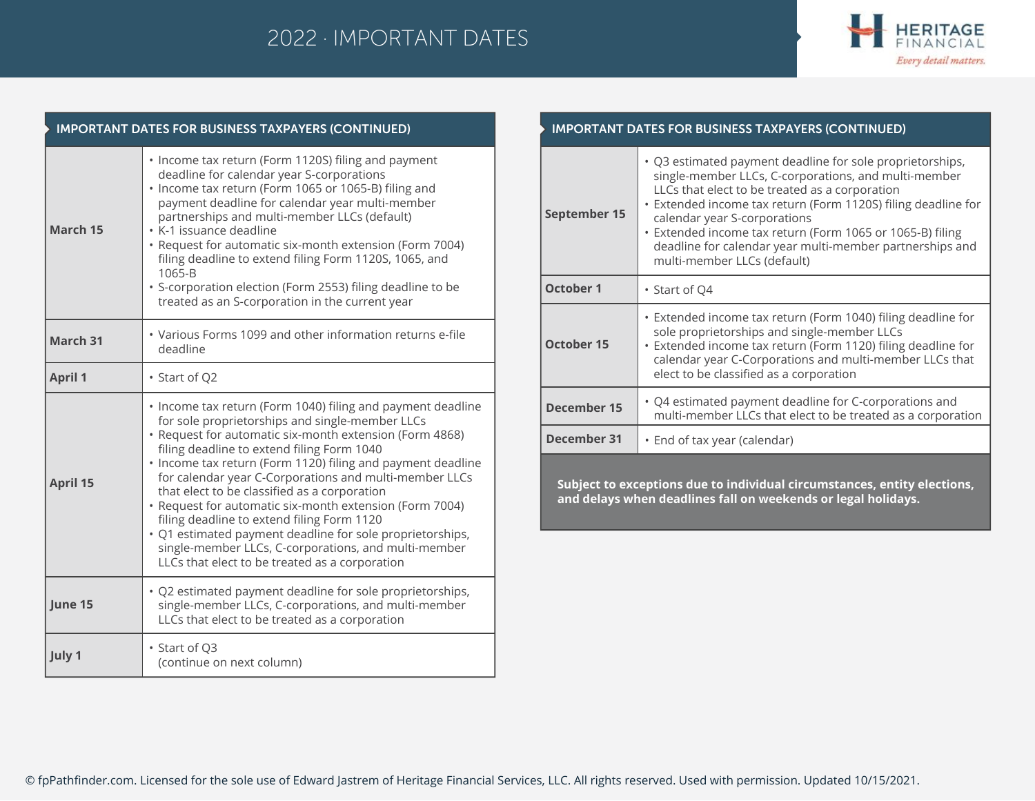# 2022 · IMPORTANT DATES

HERITAGE FINANCIAL
*Every detail matters.*

## IMPORTANT DATES FOR BUSINESS TAXPAYERS (CONTINUED)

| | |
|---|---|
| **March 15** | • Income tax return (Form 1120S) filing and payment deadline for calendar year S-corporations<br>• Income tax return (Form 1065 or 1065-B) filing and payment deadline for calendar year multi-member partnerships and multi-member LLCs (default)<br>• K-1 issuance deadline<br>• Request for automatic six-month extension (Form 7004) filing deadline to extend filing Form 1120S, 1065, and 1065-B<br>• S-corporation election (Form 2553) filing deadline to be treated as an S-corporation in the current year |
| **March 31** | • Various Forms 1099 and other information returns e-file deadline |
| **April 1** | • Start of Q2 |
| **April 15** | • Income tax return (Form 1040) filing and payment deadline for sole proprietorships and single-member LLCs<br>• Request for automatic six-month extension (Form 4868) filing deadline to extend filing Form 1040<br>• Income tax return (Form 1120) filing and payment deadline for calendar year C-Corporations and multi-member LLCs that elect to be classified as a corporation<br>• Request for automatic six-month extension (Form 7004) filing deadline to extend filing Form 1120<br>• Q1 estimated payment deadline for sole proprietorships, single-member LLCs, C-corporations, and multi-member LLCs that elect to be treated as a corporation |
| **June 15** | • Q2 estimated payment deadline for sole proprietorships, single-member LLCs, C-corporations, and multi-member LLCs that elect to be treated as a corporation |
| **July 1** | • Start of Q3<br>(continue on next column) |

## IMPORTANT DATES FOR BUSINESS TAXPAYERS (CONTINUED)

| | |
|---|---|
| **September 15** | • Q3 estimated payment deadline for sole proprietorships, single-member LLCs, C-corporations, and multi-member LLCs that elect to be treated as a corporation<br>• Extended income tax return (Form 1120S) filing deadline for calendar year S-corporations<br>• Extended income tax return (Form 1065 or 1065-B) filing deadline for calendar year multi-member partnerships and multi-member LLCs (default) |
| **October 1** | • Start of Q4 |
| **October 15** | • Extended income tax return (Form 1040) filing deadline for sole proprietorships and single-member LLCs<br>• Extended income tax return (Form 1120) filing deadline for calendar year C-Corporations and multi-member LLCs that elect to be classified as a corporation |
| **December 15** | • Q4 estimated payment deadline for C-corporations and multi-member LLCs that elect to be treated as a corporation |
| **December 31** | • End of tax year (calendar) |

**Subject to exceptions due to individual circumstances, entity elections, and delays when deadlines fall on weekends or legal holidays.**

© fpPathfinder.com. Licensed for the sole use of Edward Jastrem of Heritage Financial Services, LLC. All rights reserved. Used with permission. Updated 10/15/2021.